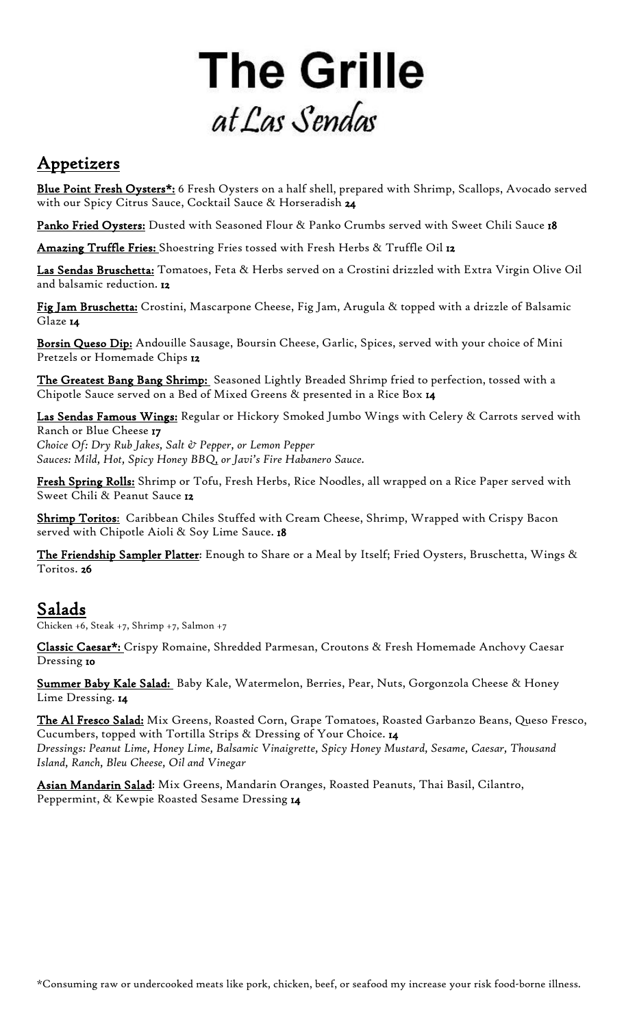# The Grille
## at Las Sendas

## Appetizers

**Blue Point Fresh Oysters*:** 6 Fresh Oysters on a half shell, prepared with Shrimp, Scallops, Avocado served with our Spicy Citrus Sauce, Cocktail Sauce & Horseradish **24**

**Panko Fried Oysters:** Dusted with Seasoned Flour & Panko Crumbs served with Sweet Chili Sauce **18**

**Amazing Truffle Fries:** Shoestring Fries tossed with Fresh Herbs & Truffle Oil **12**

**Las Sendas Bruschetta:** Tomatoes, Feta & Herbs served on a Crostini drizzled with Extra Virgin Olive Oil and balsamic reduction. **12**

**Fig Jam Bruschetta:** Crostini, Mascarpone Cheese, Fig Jam, Arugula & topped with a drizzle of Balsamic Glaze **14**

**Borsin Queso Dip:** Andouille Sausage, Boursin Cheese, Garlic, Spices, served with your choice of Mini Pretzels or Homemade Chips **12**

**The Greatest Bang Bang Shrimp:** Seasoned Lightly Breaded Shrimp fried to perfection, tossed with a Chipotle Sauce served on a Bed of Mixed Greens & presented in a Rice Box **14**

**Las Sendas Famous Wings:** Regular or Hickory Smoked Jumbo Wings with Celery & Carrots served with Ranch or Blue Cheese **17**
*Choice Of: Dry Rub Jakes, Salt & Pepper, or Lemon Pepper*
*Sauces: Mild, Hot, Spicy Honey BBQ, or Javi's Fire Habanero Sauce.*

**Fresh Spring Rolls:** Shrimp or Tofu, Fresh Herbs, Rice Noodles, all wrapped on a Rice Paper served with Sweet Chili & Peanut Sauce **12**

**Shrimp Toritos:** Caribbean Chiles Stuffed with Cream Cheese, Shrimp, Wrapped with Crispy Bacon served with Chipotle Aioli & Soy Lime Sauce. **18**

**The Friendship Sampler Platter:** Enough to Share or a Meal by Itself; Fried Oysters, Bruschetta, Wings & Toritos. **26**

## Salads

Chicken +6, Steak +7, Shrimp +7, Salmon +7

**Classic Caesar*:** Crispy Romaine, Shredded Parmesan, Croutons & Fresh Homemade Anchovy Caesar Dressing **10**

**Summer Baby Kale Salad:** Baby Kale, Watermelon, Berries, Pear, Nuts, Gorgonzola Cheese & Honey Lime Dressing. **14**

**The Al Fresco Salad:** Mix Greens, Roasted Corn, Grape Tomatoes, Roasted Garbanzo Beans, Queso Fresco, Cucumbers, topped with Tortilla Strips & Dressing of Your Choice. **14**
*Dressings: Peanut Lime, Honey Lime, Balsamic Vinaigrette, Spicy Honey Mustard, Sesame, Caesar, Thousand Island, Ranch, Bleu Cheese, Oil and Vinegar*

**Asian Mandarin Salad:** Mix Greens, Mandarin Oranges, Roasted Peanuts, Thai Basil, Cilantro, Peppermint, & Kewpie Roasted Sesame Dressing **14**

*Consuming raw or undercooked meats like pork, chicken, beef, or seafood my increase your risk food-borne illness.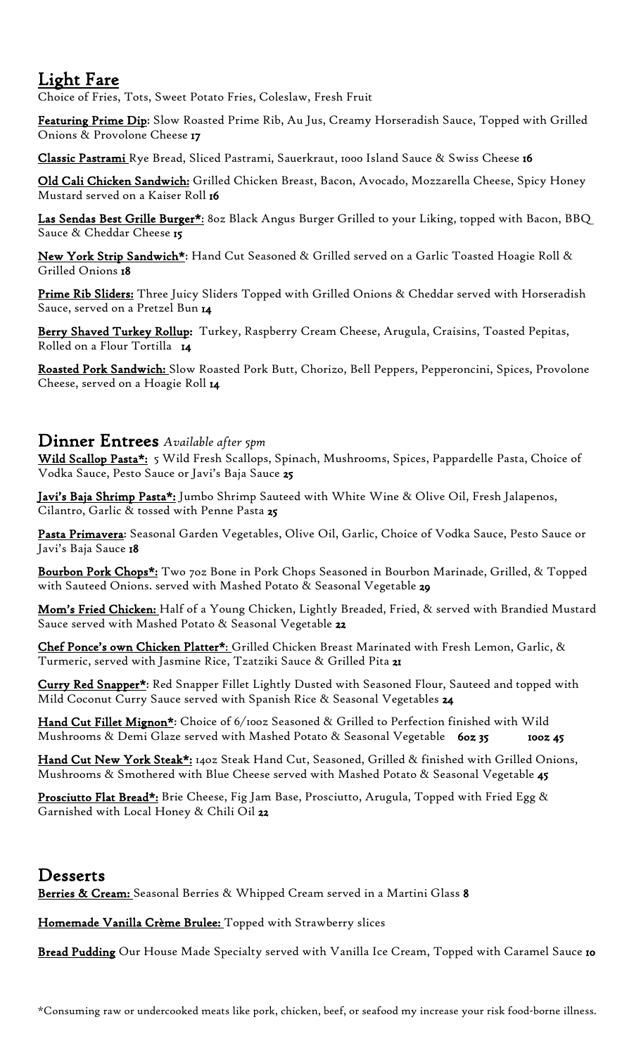## Light Fare

Choice of Fries, Tots, Sweet Potato Fries, Coleslaw, Fresh Fruit

**Featuring Prime Dip**: Slow Roasted Prime Rib, Au Jus, Creamy Horseradish Sauce, Topped with Grilled Onions & Provolone Cheese **17**

**Classic Pastrami** Rye Bread, Sliced Pastrami, Sauerkraut, 1000 Island Sauce & Swiss Cheese **16**

**Old Cali Chicken Sandwich:** Grilled Chicken Breast, Bacon, Avocado, Mozzarella Cheese, Spicy Honey Mustard served on a Kaiser Roll **16**

**Las Sendas Best Grille Burger*:** 8oz Black Angus Burger Grilled to your Liking, topped with Bacon, BBQ Sauce & Cheddar Cheese **15**

**New York Strip Sandwich*:** Hand Cut Seasoned & Grilled served on a Garlic Toasted Hoagie Roll & Grilled Onions **18**

**Prime Rib Sliders:** Three Juicy Sliders Topped with Grilled Onions & Cheddar served with Horseradish Sauce, served on a Pretzel Bun **14**

**Berry Shaved Turkey Rollup:** Turkey, Raspberry Cream Cheese, Arugula, Craisins, Toasted Pepitas, Rolled on a Flour Tortilla **14**

**Roasted Pork Sandwich:** Slow Roasted Pork Butt, Chorizo, Bell Peppers, Pepperoncini, Spices, Provolone Cheese, served on a Hoagie Roll **14**

## Dinner Entrees *Available after 5pm*

**Wild Scallop Pasta*:** 5 Wild Fresh Scallops, Spinach, Mushrooms, Spices, Pappardelle Pasta, Choice of Vodka Sauce, Pesto Sauce or Javi's Baja Sauce **25**

**Javi's Baja Shrimp Pasta*:** Jumbo Shrimp Sauteed with White Wine & Olive Oil, Fresh Jalapenos, Cilantro, Garlic & tossed with Penne Pasta **25**

**Pasta Primavera**: Seasonal Garden Vegetables, Olive Oil, Garlic, Choice of Vodka Sauce, Pesto Sauce or Javi's Baja Sauce **18**

**Bourbon Pork Chops*:** Two 7oz Bone in Pork Chops Seasoned in Bourbon Marinade, Grilled, & Topped with Sauteed Onions. served with Mashed Potato & Seasonal Vegetable **29**

**Mom's Fried Chicken:** Half of a Young Chicken, Lightly Breaded, Fried, & served with Brandied Mustard Sauce served with Mashed Potato & Seasonal Vegetable **22**

**Chef Ponce's own Chicken Platter*:** Grilled Chicken Breast Marinated with Fresh Lemon, Garlic, & Turmeric, served with Jasmine Rice, Tzatziki Sauce & Grilled Pita **21**

**Curry Red Snapper***: Red Snapper Fillet Lightly Dusted with Seasoned Flour, Sauteed and topped with Mild Coconut Curry Sauce served with Spanish Rice & Seasonal Vegetables **24**

**Hand Cut Fillet Mignon***: Choice of 6/10oz Seasoned & Grilled to Perfection finished with Wild Mushrooms & Demi Glaze served with Mashed Potato & Seasonal Vegetable **6oz 35** **10oz 45**

**Hand Cut New York Steak*:** 14oz Steak Hand Cut, Seasoned, Grilled & finished with Grilled Onions, Mushrooms & Smothered with Blue Cheese served with Mashed Potato & Seasonal Vegetable **45**

**Prosciutto Flat Bread*:** Brie Cheese, Fig Jam Base, Prosciutto, Arugula, Topped with Fried Egg & Garnished with Local Honey & Chili Oil **22**

## Desserts

**Berries & Cream:** Seasonal Berries & Whipped Cream served in a Martini Glass **8**

**Homemade Vanilla Crème Brulee:** Topped with Strawberry slices

**Bread Pudding** Our House Made Specialty served with Vanilla Ice Cream, Topped with Caramel Sauce **10**

*Consuming raw or undercooked meats like pork, chicken, beef, or seafood my increase your risk food-borne illness.